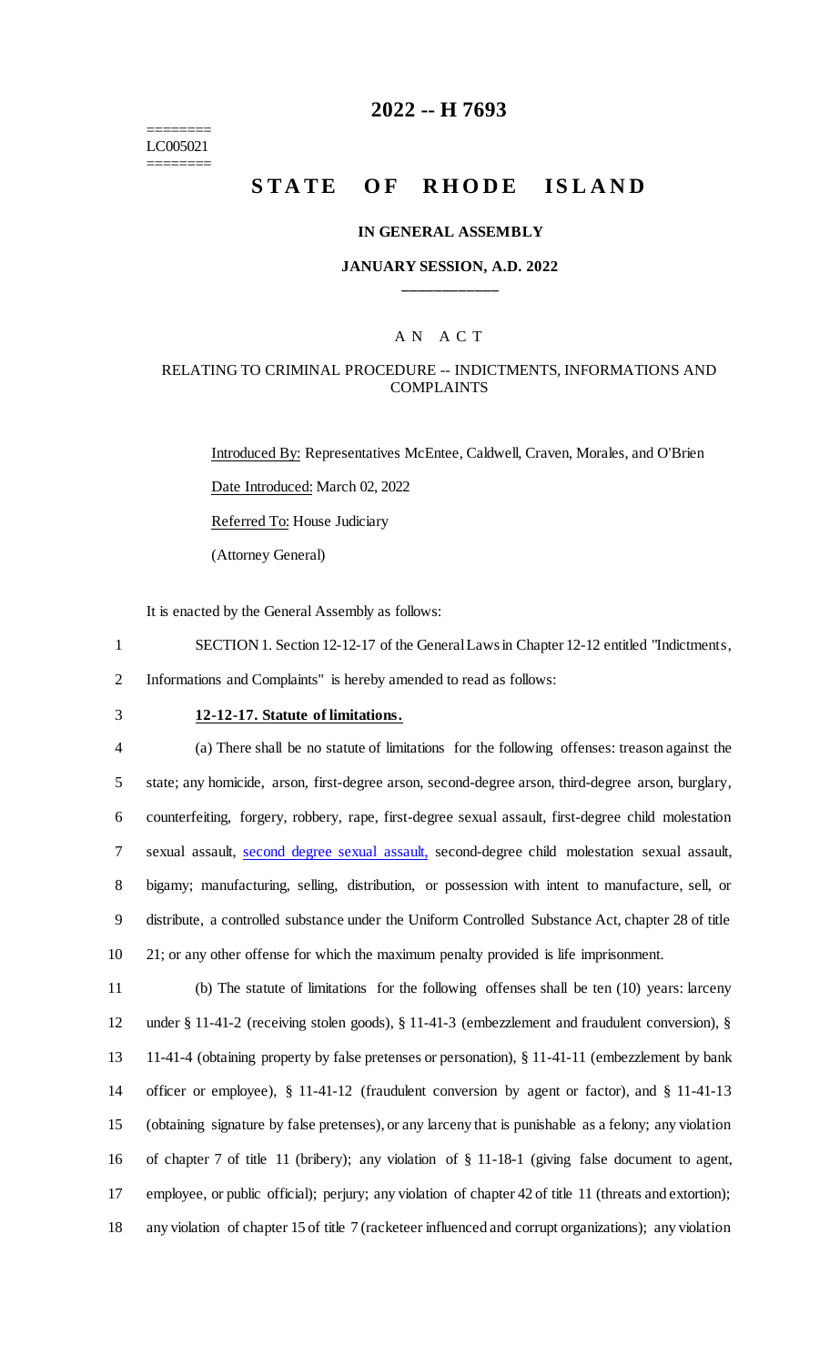========
LC005021
========

# 2022 -- H 7693

# STATE OF RHODE ISLAND

**IN GENERAL ASSEMBLY**

**JANUARY SESSION, A.D. 2022**

____________

A N A C T

RELATING TO CRIMINAL PROCEDURE -- INDICTMENTS, INFORMATIONS AND COMPLAINTS

Introduced By: Representatives McEntee, Caldwell, Craven, Morales, and O'Brien

Date Introduced: March 02, 2022

Referred To: House Judiciary

(Attorney General)

It is enacted by the General Assembly as follows:

1 SECTION 1. Section 12-12-17 of the General Laws in Chapter 12-12 entitled "Indictments,
2 Informations and Complaints" is hereby amended to read as follows:

3 **12-12-17. Statute of limitations.**

4 (a) There shall be no statute of limitations for the following offenses: treason against the
5 state; any homicide, arson, first-degree arson, second-degree arson, third-degree arson, burglary,
6 counterfeiting, forgery, robbery, rape, first-degree sexual assault, first-degree child molestation
7 sexual assault, <u>second degree sexual assault,</u> second-degree child molestation sexual assault,
8 bigamy; manufacturing, selling, distribution, or possession with intent to manufacture, sell, or
9 distribute, a controlled substance under the Uniform Controlled Substance Act, chapter 28 of title
10 21; or any other offense for which the maximum penalty provided is life imprisonment.

11 (b) The statute of limitations for the following offenses shall be ten (10) years: larceny
12 under § 11-41-2 (receiving stolen goods), § 11-41-3 (embezzlement and fraudulent conversion), §
13 11-41-4 (obtaining property by false pretenses or personation), § 11-41-11 (embezzlement by bank
14 officer or employee), § 11-41-12 (fraudulent conversion by agent or factor), and § 11-41-13
15 (obtaining signature by false pretenses), or any larceny that is punishable as a felony; any violation
16 of chapter 7 of title 11 (bribery); any violation of § 11-18-1 (giving false document to agent,
17 employee, or public official); perjury; any violation of chapter 42 of title 11 (threats and extortion);
18 any violation of chapter 15 of title 7 (racketeer influenced and corrupt organizations); any violation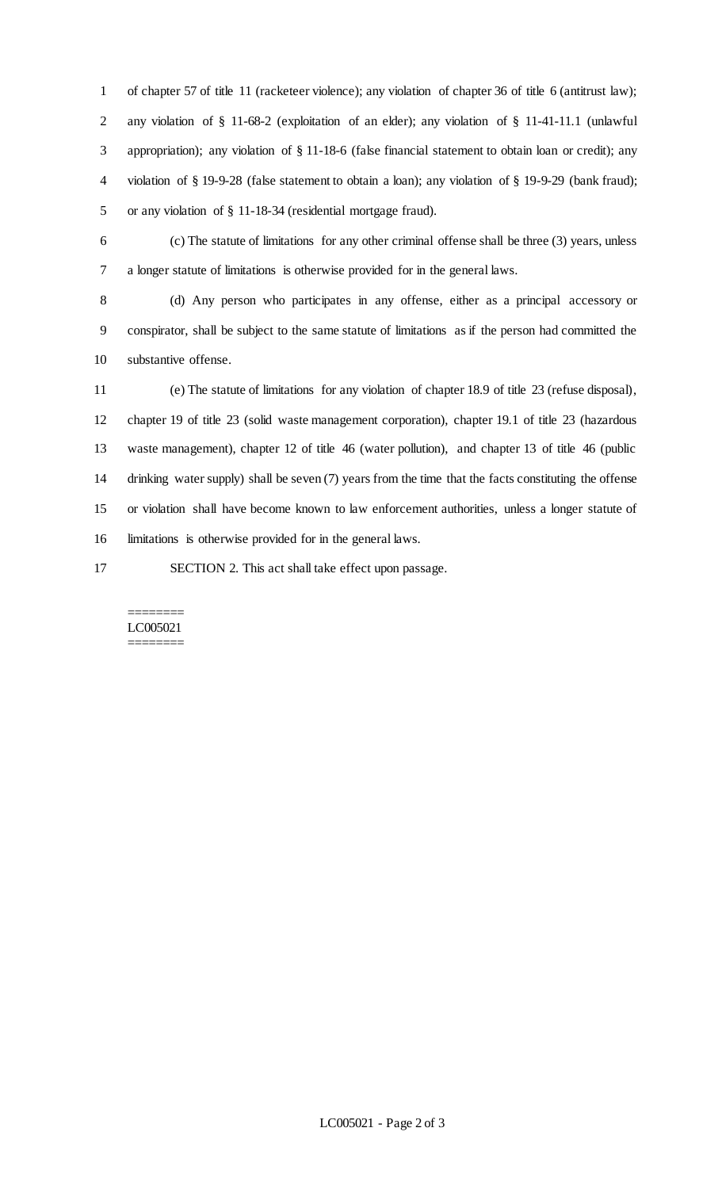of chapter 57 of title 11 (racketeer violence); any violation of chapter 36 of title 6 (antitrust law); any violation of § 11-68-2 (exploitation of an elder); any violation of § 11-41-11.1 (unlawful appropriation); any violation of § 11-18-6 (false financial statement to obtain loan or credit); any violation of § 19-9-28 (false statement to obtain a loan); any violation of § 19-9-29 (bank fraud); or any violation of § 11-18-34 (residential mortgage fraud).

(c) The statute of limitations for any other criminal offense shall be three (3) years, unless a longer statute of limitations is otherwise provided for in the general laws.

(d) Any person who participates in any offense, either as a principal accessory or conspirator, shall be subject to the same statute of limitations as if the person had committed the substantive offense.

(e) The statute of limitations for any violation of chapter 18.9 of title 23 (refuse disposal), chapter 19 of title 23 (solid waste management corporation), chapter 19.1 of title 23 (hazardous waste management), chapter 12 of title 46 (water pollution), and chapter 13 of title 46 (public drinking water supply) shall be seven (7) years from the time that the facts constituting the offense or violation shall have become known to law enforcement authorities, unless a longer statute of limitations is otherwise provided for in the general laws.

SECTION 2. This act shall take effect upon passage.

========
LC005021
========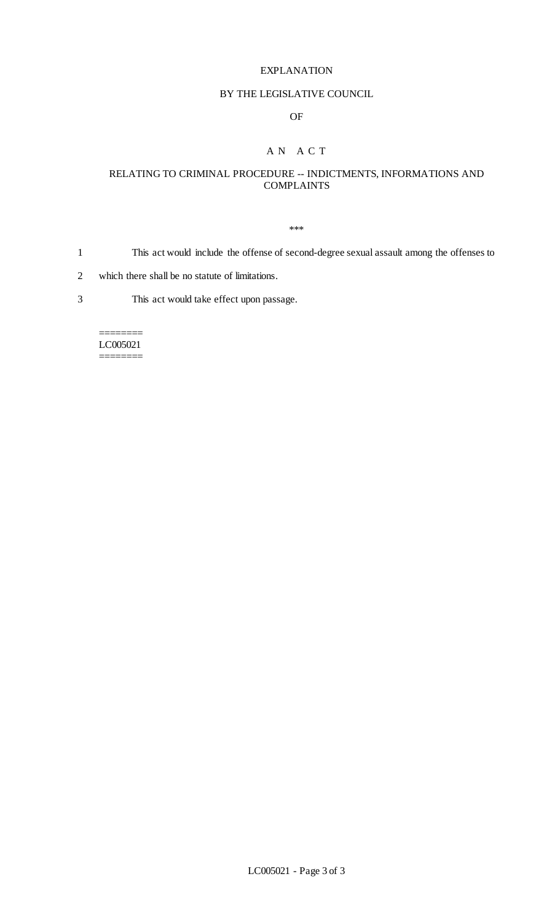EXPLANATION

BY THE LEGISLATIVE COUNCIL

OF

# A N A C T

## RELATING TO CRIMINAL PROCEDURE -- INDICTMENTS, INFORMATIONS AND COMPLAINTS

\*\*\*

1 This act would include the offense of second-degree sexual assault among the offenses to

2 which there shall be no statute of limitations.

3 This act would take effect upon passage.

========
LC005021
========